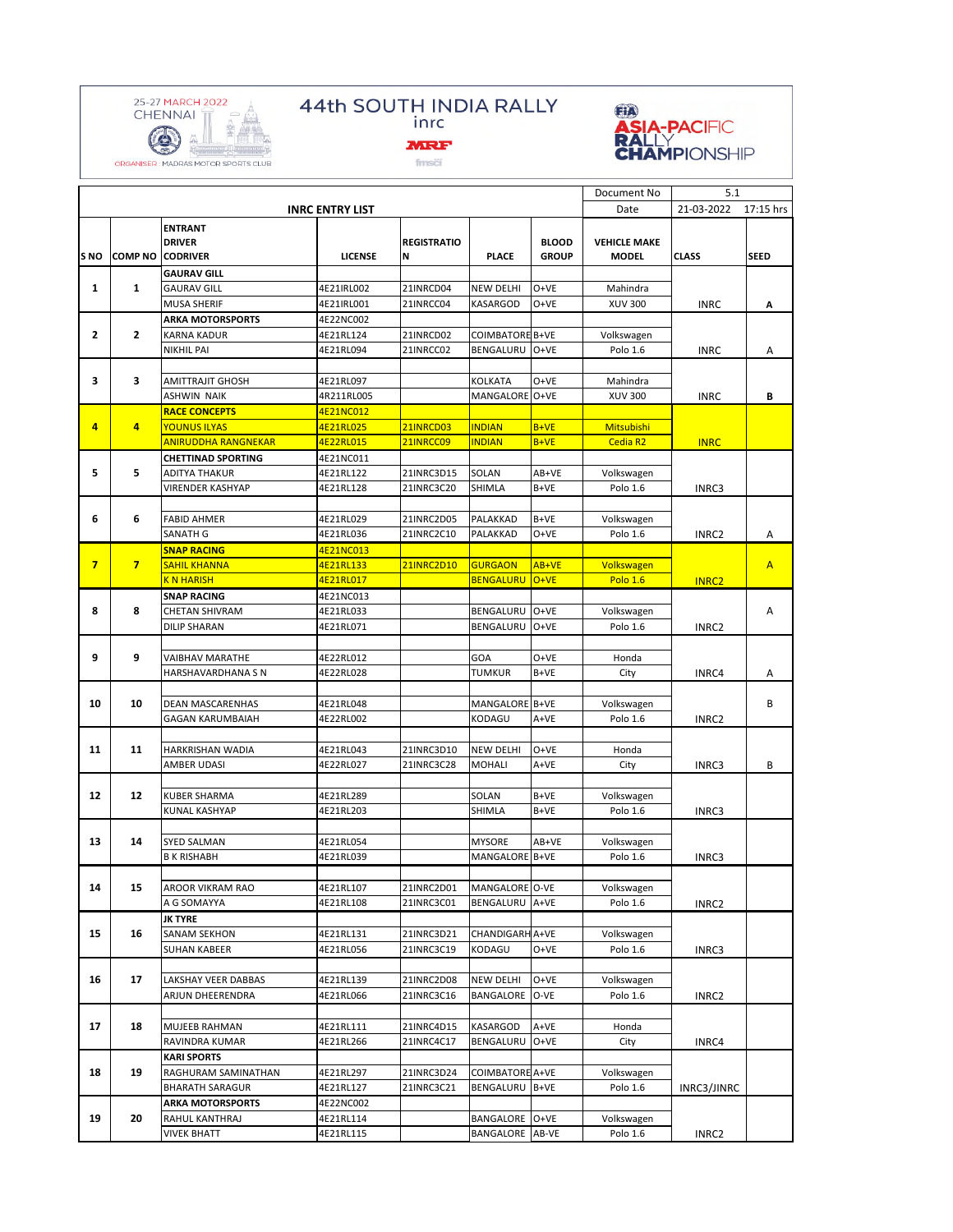25-27 MARCH 2022
CHENNAI

ORGANISER : MADRAS MOTOR SPORTS CLUB

# 44th SOUTH INDIA RALLY

inrc

MRF

fmsci

FIA ASIA-PACIFIC RALLY CHAMPIONSHIP

## INRC ENTRY LIST

| Document No | 5.1 | |
|---|---|---|
| Date | 21-03-2022 | 17:15 hrs |

| S NO | COMP NO | ENTRANT / DRIVER / CODRIVER | LICENSE | REGISTRATION | PLACE | BLOOD GROUP | VEHICLE MAKE MODEL | CLASS | SEED |
|---|---|---|---|---|---|---|---|---|---|
| 1 | 1 | GAURAV GILL | | | | | | | |
| | | GAURAV GILL | 4E21IRL002 | 21INRCD04 | NEW DELHI | O+VE | Mahindra | | |
| | | MUSA SHERIF | 4E21IRL001 | 21INRCC04 | KASARGOD | O+VE | XUV 300 | INRC | A |
| 2 | 2 | ARKA MOTORSPORTS | 4E22NC002 | | | | | | |
| | | KARNA KADUR | 4E21RL124 | 21INRCD02 | COIMBATORE | B+VE | Volkswagen | | |
| | | NIKHIL PAI | 4E21RL094 | 21INRCC02 | BENGALURU | O+VE | Polo 1.6 | INRC | A |
| 3 | 3 | | | | | | | | |
| | | AMITTRAJIT GHOSH | 4E21RL097 | | KOLKATA | O+VE | Mahindra | | |
| | | ASHWIN NAIK | 4R211RL005 | | MANGALORE | O+VE | XUV 300 | INRC | B |
| 4 | 4 | RACE CONCEPTS | 4E21NC012 | | | | | | |
| | | YOUNUS ILYAS | 4E21RL025 | 21INRCD03 | INDIAN | B+VE | Mitsubishi | | |
| | | ANIRUDDHA RANGNEKAR | 4E22RL015 | 21INRCC09 | INDIAN | B+VE | Cedia R2 | INRC | |
| 5 | 5 | CHETTINAD SPORTING | 4E21NC011 | | | | | | |
| | | ADITYA THAKUR | 4E21RL122 | 21INRC3D15 | SOLAN | AB+VE | Volkswagen | | |
| | | VIRENDER KASHYAP | 4E21RL128 | 21INRC3C20 | SHIMLA | B+VE | Polo 1.6 | INRC3 | |
| 6 | 6 | | | | | | | | |
| | | FABID AHMER | 4E21RL029 | 21INRC2D05 | PALAKKAD | B+VE | Volkswagen | | |
| | | SANATH G | 4E21RL036 | 21INRC2C10 | PALAKKAD | O+VE | Polo 1.6 | INRC2 | A |
| 7 | 7 | SNAP RACING | 4E21NC013 | | | | | | |
| | | SAHIL KHANNA | 4E21RL133 | 21INRC2D10 | GURGAON | AB+VE | Volkswagen | | A |
| | | K N HARISH | 4E21RL017 | | BENGALURU | O+VE | Polo 1.6 | INRC2 | |
| 8 | 8 | SNAP RACING | 4E21NC013 | | | | | | |
| | | CHETAN SHIVRAM | 4E21RL033 | | BENGALURU | O+VE | Volkswagen | | A |
| | | DILIP SHARAN | 4E21RL071 | | BENGALURU | O+VE | Polo 1.6 | INRC2 | |
| 9 | 9 | | | | | | | | |
| | | VAIBHAV MARATHE | 4E22RL012 | | GOA | O+VE | Honda | | |
| | | HARSHAVARDHANA S N | 4E22RL028 | | TUMKUR | B+VE | City | INRC4 | A |
| 10 | 10 | | | | | | | | |
| | | DEAN MASCARENHAS | 4E21RL048 | | MANGALORE | B+VE | Volkswagen | | B |
| | | GAGAN KARUMBAIAH | 4E22RL002 | | KODAGU | A+VE | Polo 1.6 | INRC2 | |
| 11 | 11 | | | | | | | | |
| | | HARKRISHAN WADIA | 4E21RL043 | 21INRC3D10 | NEW DELHI | O+VE | Honda | | |
| | | AMBER UDASI | 4E22RL027 | 21INRC3C28 | MOHALI | A+VE | City | INRC3 | B |
| 12 | 12 | | | | | | | | |
| | | KUBER SHARMA | 4E21RL289 | | SOLAN | B+VE | Volkswagen | | |
| | | KUNAL KASHYAP | 4E21RL203 | | SHIMLA | B+VE | Polo 1.6 | INRC3 | |
| 13 | 14 | | | | | | | | |
| | | SYED SALMAN | 4E21RL054 | | MYSORE | AB+VE | Volkswagen | | |
| | | B K RISHABH | 4E21RL039 | | MANGALORE | B+VE | Polo 1.6 | INRC3 | |
| 14 | 15 | | | | | | | | |
| | | AROOR VIKRAM RAO | 4E21RL107 | 21INRC2D01 | MANGALORE | O-VE | Volkswagen | | |
| | | A G SOMAYYA | 4E21RL108 | 21INRC3C01 | BENGALURU | A+VE | Polo 1.6 | INRC2 | |
| 15 | 16 | JK TYRE | | | | | | | |
| | | SANAM SEKHON | 4E21RL131 | 21INRC3D21 | CHANDIGARH | A+VE | Volkswagen | | |
| | | SUHAN KABEER | 4E21RL056 | 21INRC3C19 | KODAGU | O+VE | Polo 1.6 | INRC3 | |
| 16 | 17 | | | | | | | | |
| | | LAKSHAY VEER DABBAS | 4E21RL139 | 21INRC2D08 | NEW DELHI | O+VE | Volkswagen | | |
| | | ARJUN DHEERENDRA | 4E21RL066 | 21INRC3C16 | BANGALORE | O-VE | Polo 1.6 | INRC2 | |
| 17 | 18 | | | | | | | | |
| | | MUJEEB RAHMAN | 4E21RL111 | 21INRC4D15 | KASARGOD | A+VE | Honda | | |
| | | RAVINDRA KUMAR | 4E21RL266 | 21INRC4C17 | BENGALURU | O+VE | City | INRC4 | |
| 18 | 19 | KARI SPORTS | | | | | | | |
| | | RAGHURAM SAMINATHAN | 4E21RL297 | 21INRC3D24 | COIMBATORE | A+VE | Volkswagen | | |
| | | BHARATH SARAGUR | 4E21RL127 | 21INRC3C21 | BENGALURU | B+VE | Polo 1.6 | INRC3/JINRC | |
| 19 | 20 | ARKA MOTORSPORTS | 4E22NC002 | | | | | | |
| | | RAHUL KANTHRAJ | 4E21RL114 | | BANGALORE | O+VE | Volkswagen | | |
| | | VIVEK BHATT | 4E21RL115 | | BANGALORE | AB-VE | Polo 1.6 | INRC2 | |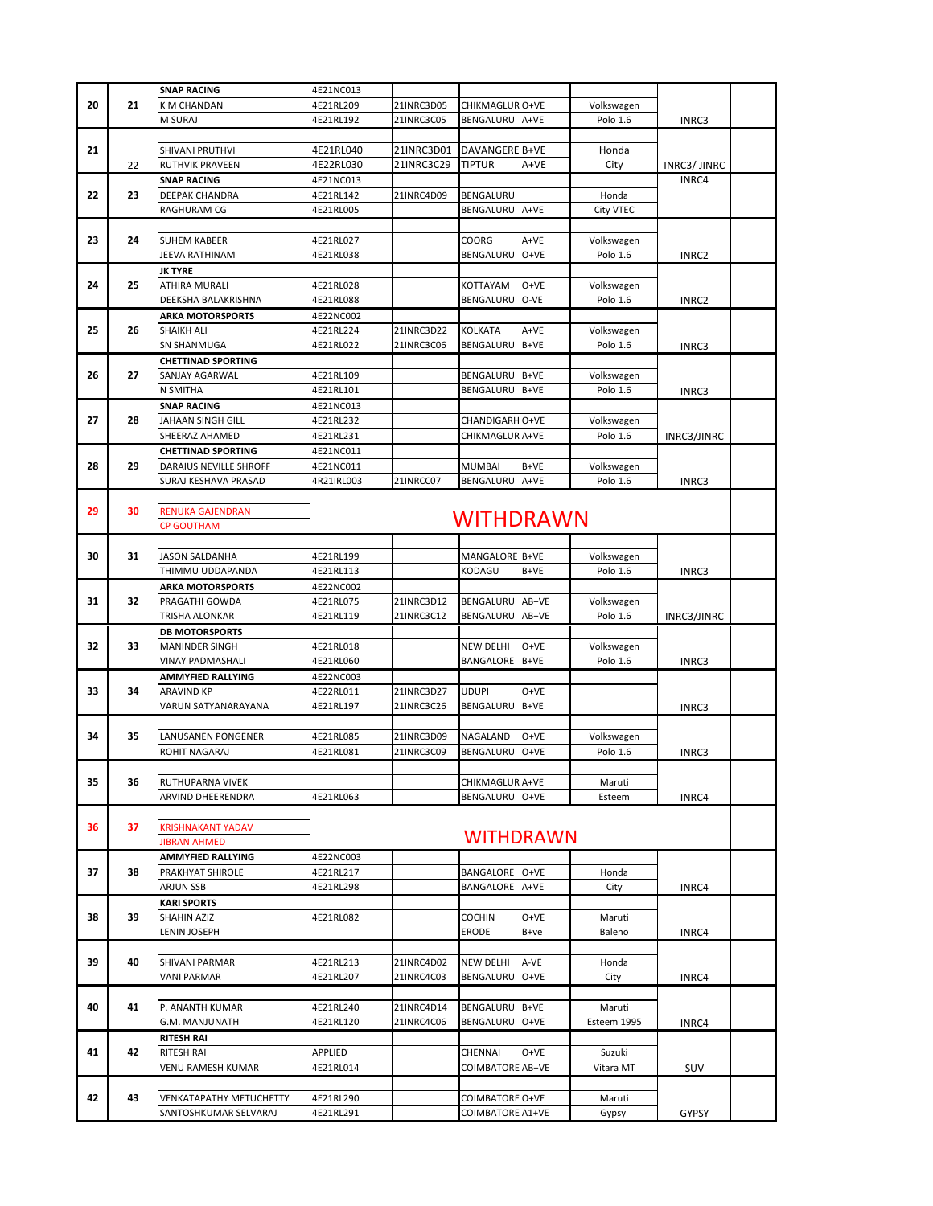| | | | | | | | | | |
|---|---|---|---|---|---|---|---|---|---|
| | | **SNAP RACING** | 4E21NC013 | | | | | | |
| 20 | 21 | K M CHANDAN | 4E21RL209 | 21INRC3D05 | CHIKMAGLUR | O+VE | Volkswagen | | |
| | | M SURAJ | 4E21RL192 | 21INRC3C05 | BENGALURU | A+VE | Polo 1.6 | INRC3 | |
| | | | | | | | | | |
| 21 | | SHIVANI PRUTHVI | 4E21RL040 | 21INRC3D01 | DAVANGERE | B+VE | Honda | | |
| | 22 | RUTHVIK PRAVEEN | 4E22RL030 | 21INRC3C29 | TIPTUR | A+VE | City | INRC3/ JINRC | |
| | | **SNAP RACING** | 4E21NC013 | | | | | INRC4 | |
| 22 | 23 | DEEPAK CHANDRA | 4E21RL142 | 21INRC4D09 | BENGALURU | | Honda | | |
| | | RAGHURAM CG | 4E21RL005 | | BENGALURU | A+VE | City VTEC | | |
| | | | | | | | | | |
| 23 | 24 | SUHEM KABEER | 4E21RL027 | | COORG | A+VE | Volkswagen | | |
| | | JEEVA RATHINAM | 4E21RL038 | | BENGALURU | O+VE | Polo 1.6 | INRC2 | |
| | | **JK TYRE** | | | | | | | |
| 24 | 25 | ATHIRA MURALI | 4E21RL028 | | KOTTAYAM | O+VE | Volkswagen | | |
| | | DEEKSHA BALAKRISHNA | 4E21RL088 | | BENGALURU | O-VE | Polo 1.6 | INRC2 | |
| | | **ARKA MOTORSPORTS** | 4E22NC002 | | | | | | |
| 25 | 26 | SHAIKH ALI | 4E21RL224 | 21INRC3D22 | KOLKATA | A+VE | Volkswagen | | |
| | | SN SHANMUGA | 4E21RL022 | 21INRC3C06 | BENGALURU | B+VE | Polo 1.6 | INRC3 | |
| | | **CHETTINAD SPORTING** | | | | | | | |
| 26 | 27 | SANJAY AGARWAL | 4E21RL109 | | BENGALURU | B+VE | Volkswagen | | |
| | | N SMITHA | 4E21RL101 | | BENGALURU | B+VE | Polo 1.6 | INRC3 | |
| | | **SNAP RACING** | 4E21NC013 | | | | | | |
| 27 | 28 | JAHAAN SINGH GILL | 4E21RL232 | | CHANDIGARH | O+VE | Volkswagen | | |
| | | SHEERAZ AHAMED | 4E21RL231 | | CHIKMAGLUR | A+VE | Polo 1.6 | INRC3/JINRC | |
| | | **CHETTINAD SPORTING** | 4E21NC011 | | | | | | |
| 28 | 29 | DARAIUS NEVILLE SHROFF | 4E21NC011 | | MUMBAI | B+VE | Volkswagen | | |
| | | SURAJ KESHAVA PRASAD | 4R21IRL003 | 21INRCC07 | BENGALURU | A+VE | Polo 1.6 | INRC3 | |
| | | | | | | | | | |
| 29 | 30 | RENUKA GAJENDRAN | WITHDRAWN | | | | | | |
| | | CP GOUTHAM | | | | | | | |
| | | | | | | | | | |
| 30 | 31 | JASON SALDANHA | 4E21RL199 | | MANGALORE | B+VE | Volkswagen | | |
| | | THIMMU UDDAPANDA | 4E21RL113 | | KODAGU | B+VE | Polo 1.6 | INRC3 | |
| | | **ARKA MOTORSPORTS** | 4E22NC002 | | | | | | |
| 31 | 32 | PRAGATHI GOWDA | 4E21RL075 | 21INRC3D12 | BENGALURU | AB+VE | Volkswagen | | |
| | | TRISHA ALONKAR | 4E21RL119 | 21INRC3C12 | BENGALURU | AB+VE | Polo 1.6 | INRC3/JINRC | |
| | | **DB MOTORSPORTS** | | | | | | | |
| 32 | 33 | MANINDER SINGH | 4E21RL018 | | NEW DELHI | O+VE | Volkswagen | | |
| | | VINAY PADMASHALI | 4E21RL060 | | BANGALORE | B+VE | Polo 1.6 | INRC3 | |
| | | **AMMYFIED RALLYING** | 4E22NC003 | | | | | | |
| 33 | 34 | ARAVIND KP | 4E22RL011 | 21INRC3D27 | UDUPI | O+VE | | | |
| | | VARUN SATYANARAYANA | 4E21RL197 | 21INRC3C26 | BENGALURU | B+VE | | INRC3 | |
| | | | | | | | | | |
| 34 | 35 | LANUSANEN PONGENER | 4E21RL085 | 21INRC3D09 | NAGALAND | O+VE | Volkswagen | | |
| | | ROHIT NAGARAJ | 4E21RL081 | 21INRC3C09 | BENGALURU | O+VE | Polo 1.6 | INRC3 | |
| | | | | | | | | | |
| 35 | 36 | RUTHUPARNA VIVEK | | | CHIKMAGLUR | A+VE | Maruti | | |
| | | ARVIND DHEERENDRA | 4E21RL063 | | BENGALURU | O+VE | Esteem | INRC4 | |
| | | | | | | | | | |
| 36 | 37 | KRISHNAKANT YADAV | WITHDRAWN | | | | | | |
| | | JIBRAN AHMED | | | | | | | |
| | | **AMMYFIED RALLYING** | 4E22NC003 | | | | | | |
| 37 | 38 | PRAKHYAT SHIROLE | 4E21RL217 | | BANGALORE | O+VE | Honda | | |
| | | ARJUN SSB | 4E21RL298 | | BANGALORE | A+VE | City | INRC4 | |
| | | **KARI SPORTS** | | | | | | | |
| 38 | 39 | SHAHIN AZIZ | 4E21RL082 | | COCHIN | O+VE | Maruti | | |
| | | LENIN JOSEPH | | | ERODE | B+ve | Baleno | INRC4 | |
| | | | | | | | | | |
| 39 | 40 | SHIVANI PARMAR | 4E21RL213 | 21INRC4D02 | NEW DELHI | A-VE | Honda | | |
| | | VANI PARMAR | 4E21RL207 | 21INRC4C03 | BENGALURU | O+VE | City | INRC4 | |
| | | | | | | | | | |
| 40 | 41 | P. ANANTH KUMAR | 4E21RL240 | 21INRC4D14 | BENGALURU | B+VE | Maruti | | |
| | | G.M. MANJUNATH | 4E21RL120 | 21INRC4C06 | BENGALURU | O+VE | Esteem 1995 | INRC4 | |
| | | **RITESH RAI** | | | | | | | |
| 41 | 42 | RITESH RAI | APPLIED | | CHENNAI | O+VE | Suzuki | | |
| | | VENU RAMESH KUMAR | 4E21RL014 | | COIMBATORE | AB+VE | Vitara MT | SUV | |
| | | | | | | | | | |
| 42 | 43 | VENKATAPATHY METUCHETTY | 4E21RL290 | | COIMBATORE | O+VE | Maruti | | |
| | | SANTOSHKUMAR SELVARAJ | 4E21RL291 | | COIMBATORE | A1+VE | Gypsy | GYPSY | |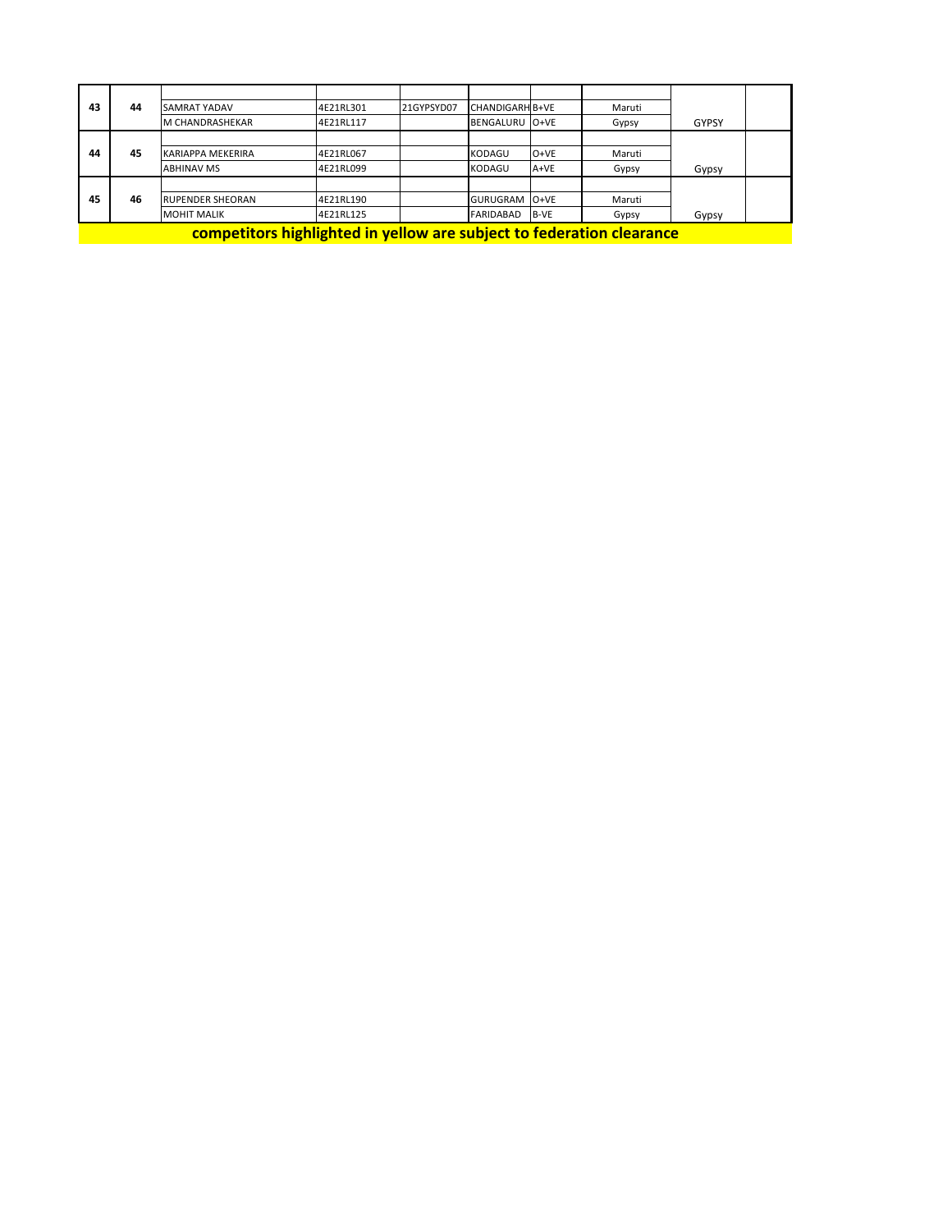| | | | | | | | | | |
|---|---|---|---|---|---|---|---|---|---|
| 43 | 44 | | | | | | | | |
| | | SAMRAT YADAV | 4E21RL301 | 21GYPSYD07 | CHANDIGARH | B+VE | Maruti | | |
| | | M CHANDRASHEKAR | 4E21RL117 | | BENGALURU | O+VE | Gypsy | GYPSY | |
| 44 | 45 | | | | | | | | |
| | | KARIAPPA MEKERIRA | 4E21RL067 | | KODAGU | O+VE | Maruti | | |
| | | ABHINAV MS | 4E21RL099 | | KODAGU | A+VE | Gypsy | Gypsy | |
| 45 | 46 | | | | | | | | |
| | | RUPENDER SHEORAN | 4E21RL190 | | GURUGRAM | O+VE | Maruti | | |
| | | MOHIT MALIK | 4E21RL125 | | FARIDABAD | B-VE | Gypsy | Gypsy | |

**competitors highlighted in yellow are subject to federation clearance**